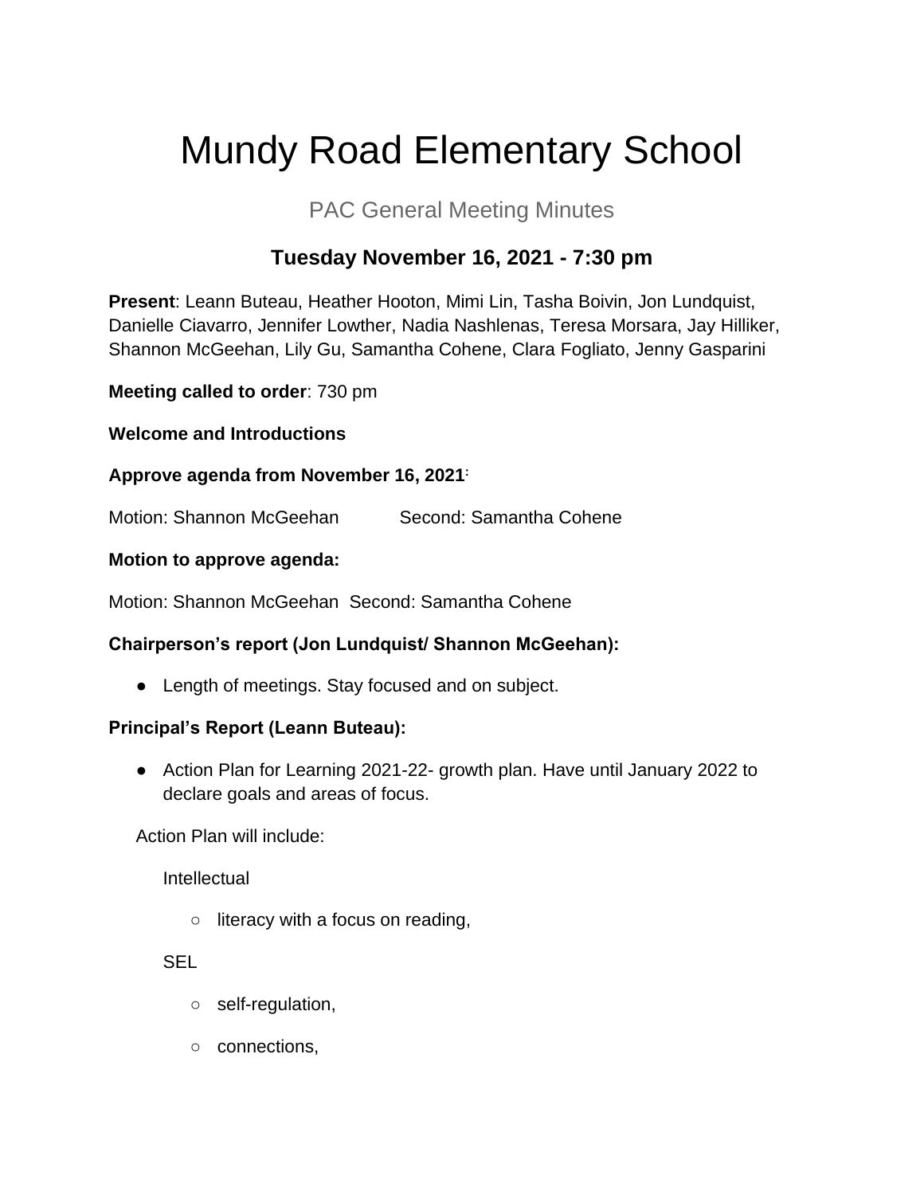# Mundy Road Elementary School

## PAC General Meeting Minutes

### Tuesday November 16, 2021 - 7:30 pm

**Present**: Leann Buteau, Heather Hooton, Mimi Lin, Tasha Boivin, Jon Lundquist, Danielle Ciavarro, Jennifer Lowther, Nadia Nashlenas, Teresa Morsara, Jay Hilliker, Shannon McGeehan, Lily Gu, Samantha Cohene, Clara Fogliato, Jenny Gasparini

**Meeting called to order**: 730 pm

**Welcome and Introductions**

**Approve agenda from November 16, 2021:**

Motion: Shannon McGeehan Second: Samantha Cohene

**Motion to approve agenda:**

Motion: Shannon McGeehan Second: Samantha Cohene

**Chairperson's report (Jon Lundquist/ Shannon McGeehan):**

- Length of meetings. Stay focused and on subject.

**Principal's Report (Leann Buteau):**

- Action Plan for Learning 2021-22- growth plan. Have until January 2022 to declare goals and areas of focus.

Action Plan will include:

Intellectual

- literacy with a focus on reading,

SEL

- self-regulation,
- connections,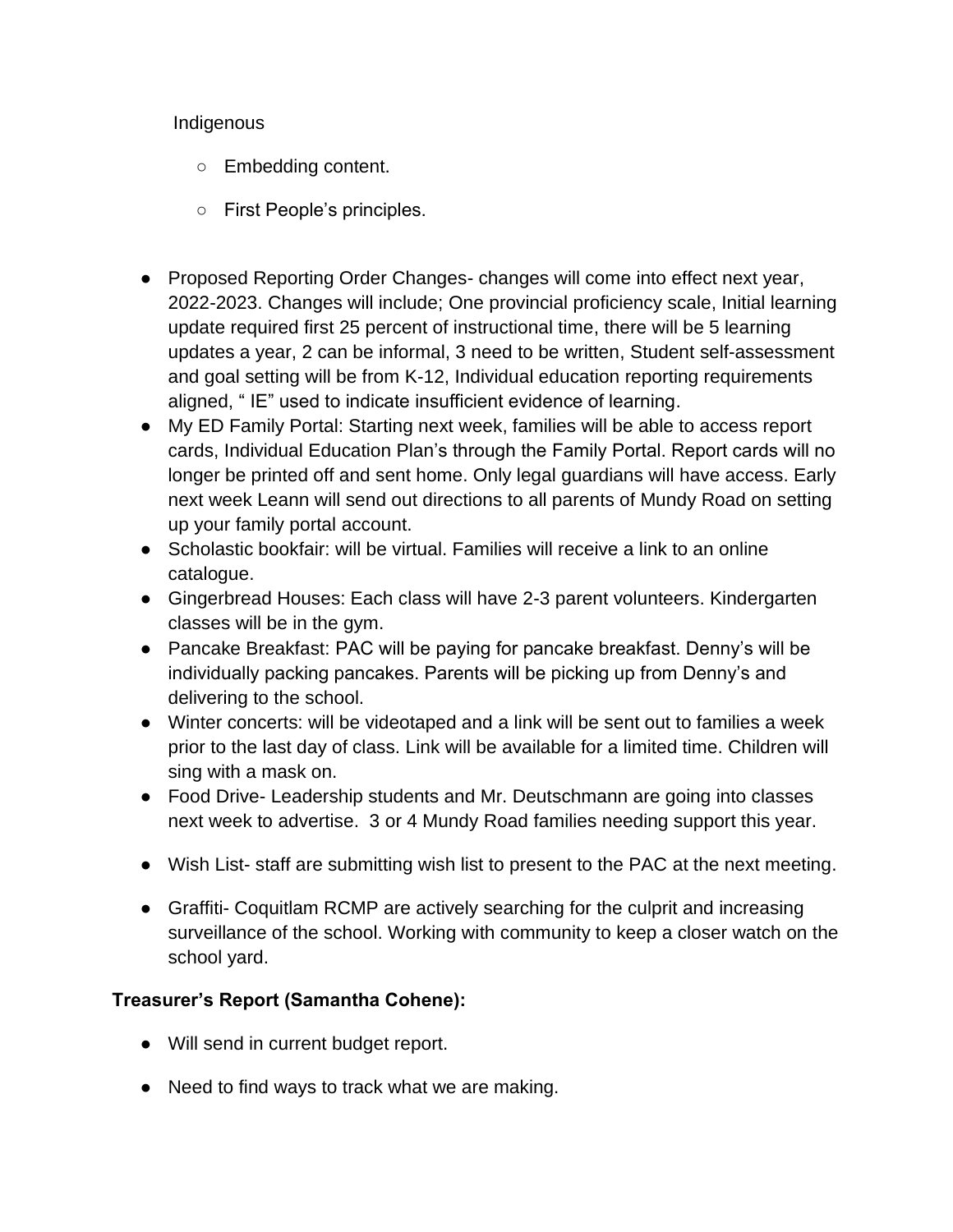Indigenous

  - Embedding content.
  - First People's principles.

- Proposed Reporting Order Changes- changes will come into effect next year, 2022-2023. Changes will include; One provincial proficiency scale, Initial learning update required first 25 percent of instructional time, there will be 5 learning updates a year, 2 can be informal, 3 need to be written, Student self-assessment and goal setting will be from K-12, Individual education reporting requirements aligned, " IE" used to indicate insufficient evidence of learning.
- My ED Family Portal: Starting next week, families will be able to access report cards, Individual Education Plan's through the Family Portal. Report cards will no longer be printed off and sent home. Only legal guardians will have access. Early next week Leann will send out directions to all parents of Mundy Road on setting up your family portal account.
- Scholastic bookfair: will be virtual. Families will receive a link to an online catalogue.
- Gingerbread Houses: Each class will have 2-3 parent volunteers. Kindergarten classes will be in the gym.
- Pancake Breakfast: PAC will be paying for pancake breakfast. Denny's will be individually packing pancakes. Parents will be picking up from Denny's and delivering to the school.
- Winter concerts: will be videotaped and a link will be sent out to families a week prior to the last day of class. Link will be available for a limited time. Children will sing with a mask on.
- Food Drive- Leadership students and Mr. Deutschmann are going into classes next week to advertise. 3 or 4 Mundy Road families needing support this year.
- Wish List- staff are submitting wish list to present to the PAC at the next meeting.
- Graffiti- Coquitlam RCMP are actively searching for the culprit and increasing surveillance of the school. Working with community to keep a closer watch on the school yard.

**Treasurer's Report (Samantha Cohene):**

- Will send in current budget report.
- Need to find ways to track what we are making.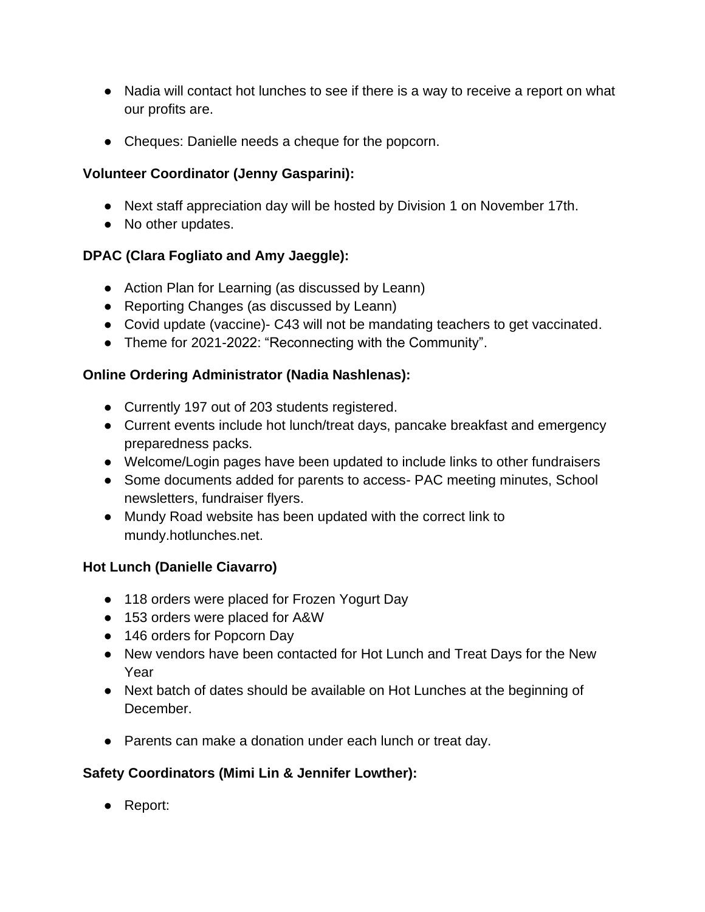- Nadia will contact hot lunches to see if there is a way to receive a report on what our profits are.

- Cheques: Danielle needs a cheque for the popcorn.

**Volunteer Coordinator (Jenny Gasparini):**

- Next staff appreciation day will be hosted by Division 1 on November 17th.
- No other updates.

**DPAC (Clara Fogliato and Amy Jaeggle):**

- Action Plan for Learning (as discussed by Leann)
- Reporting Changes (as discussed by Leann)
- Covid update (vaccine)- C43 will not be mandating teachers to get vaccinated.
- Theme for 2021-2022: "Reconnecting with the Community".

**Online Ordering Administrator (Nadia Nashlenas):**

- Currently 197 out of 203 students registered.
- Current events include hot lunch/treat days, pancake breakfast and emergency preparedness packs.
- Welcome/Login pages have been updated to include links to other fundraisers
- Some documents added for parents to access- PAC meeting minutes, School newsletters, fundraiser flyers.
- Mundy Road website has been updated with the correct link to mundy.hotlunches.net.

**Hot Lunch (Danielle Ciavarro)**

- 118 orders were placed for Frozen Yogurt Day
- 153 orders were placed for A&W
- 146 orders for Popcorn Day
- New vendors have been contacted for Hot Lunch and Treat Days for the New Year
- Next batch of dates should be available on Hot Lunches at the beginning of December.

- Parents can make a donation under each lunch or treat day.

**Safety Coordinators (Mimi Lin & Jennifer Lowther):**

- Report: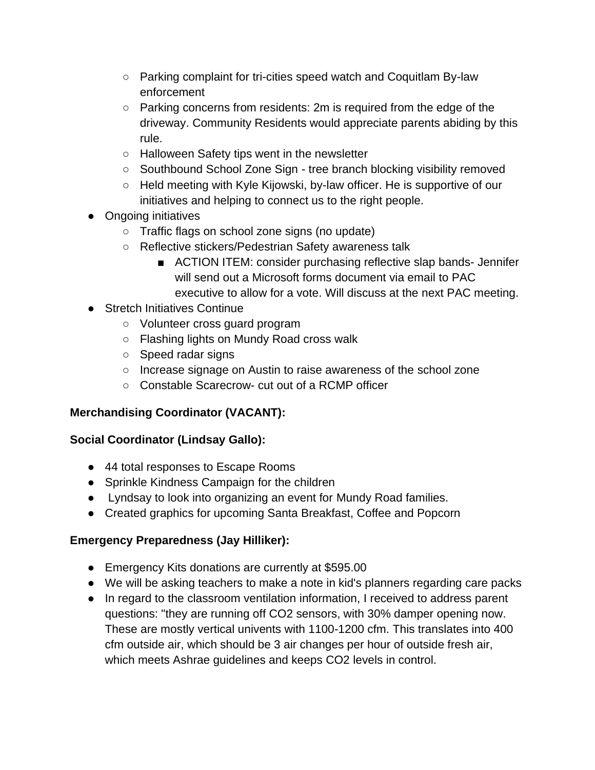- Parking complaint for tri-cities speed watch and Coquitlam By-law enforcement
    - Parking concerns from residents: 2m is required from the edge of the driveway. Community Residents would appreciate parents abiding by this rule.
    - Halloween Safety tips went in the newsletter
    - Southbound School Zone Sign - tree branch blocking visibility removed
    - Held meeting with Kyle Kijowski, by-law officer. He is supportive of our initiatives and helping to connect us to the right people.
- Ongoing initiatives
    - Traffic flags on school zone signs (no update)
    - Reflective stickers/Pedestrian Safety awareness talk
        - ACTION ITEM: consider purchasing reflective slap bands- Jennifer will send out a Microsoft forms document via email to PAC executive to allow for a vote. Will discuss at the next PAC meeting.
- Stretch Initiatives Continue
    - Volunteer cross guard program
    - Flashing lights on Mundy Road cross walk
    - Speed radar signs
    - Increase signage on Austin to raise awareness of the school zone
    - Constable Scarecrow- cut out of a RCMP officer

**Merchandising Coordinator (VACANT):**

**Social Coordinator (Lindsay Gallo):**

- 44 total responses to Escape Rooms
- Sprinkle Kindness Campaign for the children
- Lyndsay to look into organizing an event for Mundy Road families.
- Created graphics for upcoming Santa Breakfast, Coffee and Popcorn

**Emergency Preparedness (Jay Hilliker):**

- Emergency Kits donations are currently at $595.00
- We will be asking teachers to make a note in kid's planners regarding care packs
- In regard to the classroom ventilation information, I received to address parent questions: "they are running off $CO_2$ sensors, with 30% damper opening now. These are mostly vertical univents with 1100-1200 cfm. This translates into 400 cfm outside air, which should be 3 air changes per hour of outside fresh air, which meets Ashrae guidelines and keeps $CO_2$ levels in control.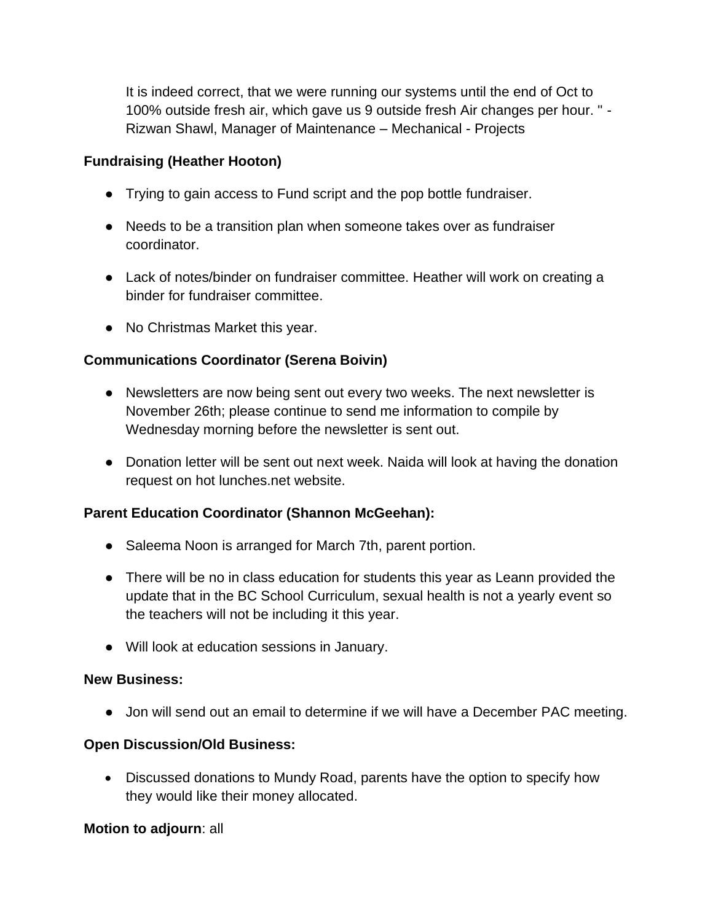It is indeed correct, that we were running our systems until the end of Oct to 100% outside fresh air, which gave us 9 outside fresh Air changes per hour. " - Rizwan Shawl, Manager of Maintenance – Mechanical - Projects

**Fundraising (Heather Hooton)**

- Trying to gain access to Fund script and the pop bottle fundraiser.
- Needs to be a transition plan when someone takes over as fundraiser coordinator.
- Lack of notes/binder on fundraiser committee. Heather will work on creating a binder for fundraiser committee.
- No Christmas Market this year.

**Communications Coordinator (Serena Boivin)**

- Newsletters are now being sent out every two weeks. The next newsletter is November 26th; please continue to send me information to compile by Wednesday morning before the newsletter is sent out.
- Donation letter will be sent out next week. Naida will look at having the donation request on hot lunches.net website.

**Parent Education Coordinator (Shannon McGeehan):**

- Saleema Noon is arranged for March 7th, parent portion.
- There will be no in class education for students this year as Leann provided the update that in the BC School Curriculum, sexual health is not a yearly event so the teachers will not be including it this year.
- Will look at education sessions in January.

**New Business:**

- Jon will send out an email to determine if we will have a December PAC meeting.

**Open Discussion/Old Business:**

- Discussed donations to Mundy Road, parents have the option to specify how they would like their money allocated.

**Motion to adjourn**: all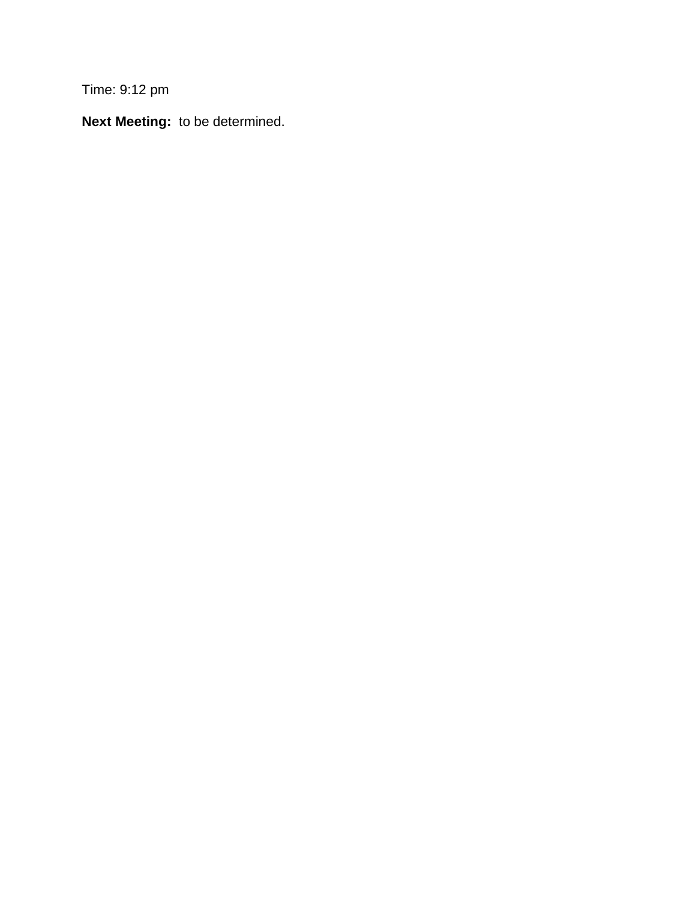Time: 9:12 pm

**Next Meeting:** to be determined.